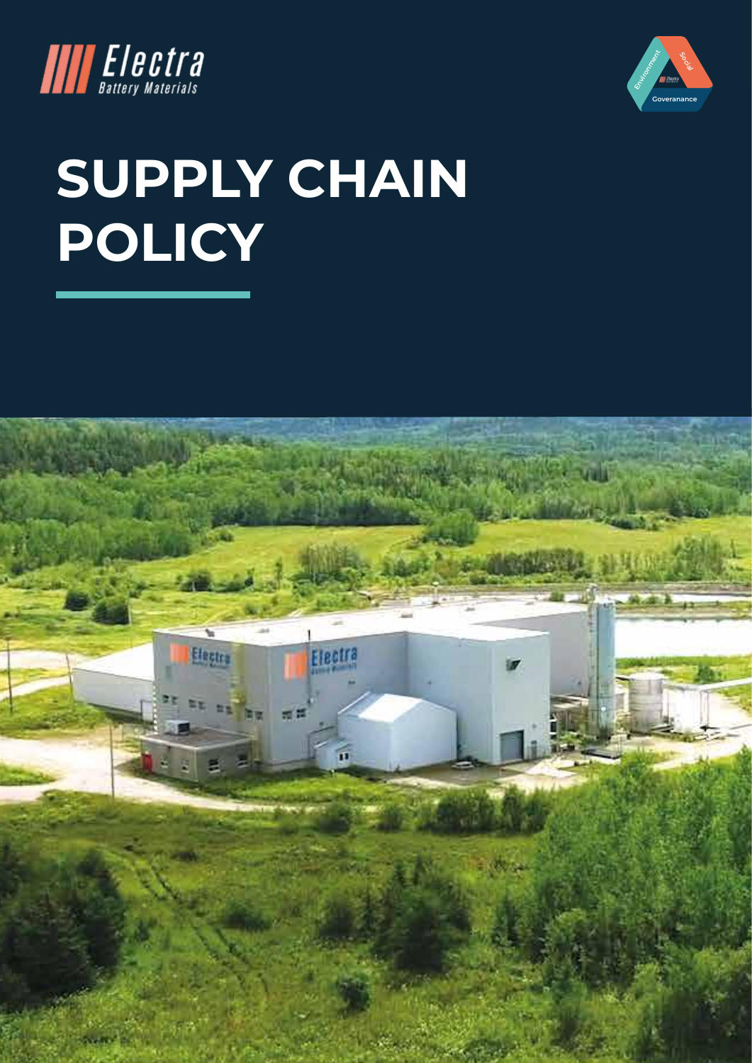# SUPPLY CHAIN POLICY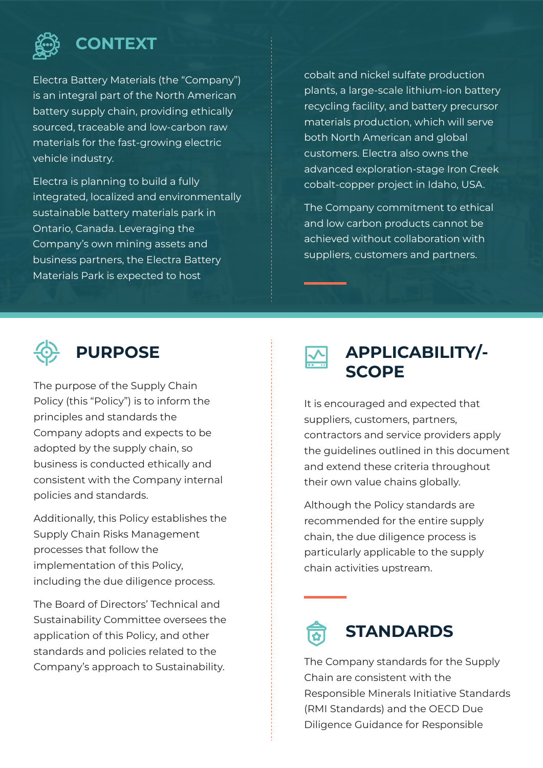## CONTEXT

Electra Battery Materials (the "Company") is an integral part of the North American battery supply chain, providing ethically sourced, traceable and low-carbon raw materials for the fast-growing electric vehicle industry.

Electra is planning to build a fully integrated, localized and environmentally sustainable battery materials park in Ontario, Canada. Leveraging the Company's own mining assets and business partners, the Electra Battery Materials Park is expected to host cobalt and nickel sulfate production plants, a large-scale lithium-ion battery recycling facility, and battery precursor materials production, which will serve both North American and global customers. Electra also owns the advanced exploration-stage Iron Creek cobalt-copper project in Idaho, USA.

The Company commitment to ethical and low carbon products cannot be achieved without collaboration with suppliers, customers and partners.

## PURPOSE

The purpose of the Supply Chain Policy (this "Policy") is to inform the principles and standards the Company adopts and expects to be adopted by the supply chain, so business is conducted ethically and consistent with the Company internal policies and standards.

Additionally, this Policy establishes the Supply Chain Risks Management processes that follow the implementation of this Policy, including the due diligence process.

The Board of Directors' Technical and Sustainability Committee oversees the application of this Policy, and other standards and policies related to the Company's approach to Sustainability.

## APPLICABILITY/-SCOPE

It is encouraged and expected that suppliers, customers, partners, contractors and service providers apply the guidelines outlined in this document and extend these criteria throughout their own value chains globally.

Although the Policy standards are recommended for the entire supply chain, the due diligence process is particularly applicable to the supply chain activities upstream.

## STANDARDS

The Company standards for the Supply Chain are consistent with the Responsible Minerals Initiative Standards (RMI Standards) and the OECD Due Diligence Guidance for Responsible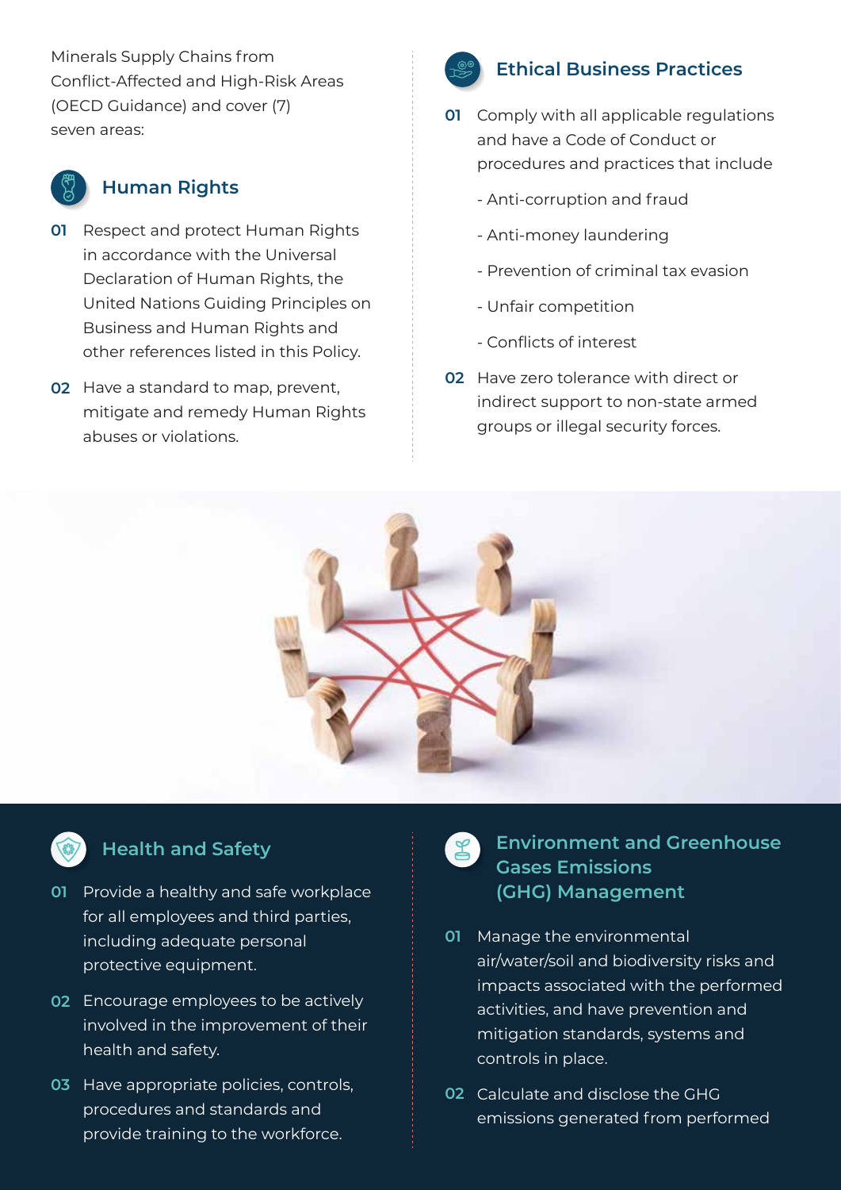Minerals Supply Chains from Conflict-Affected and High-Risk Areas (OECD Guidance) and cover (7) seven areas:

## Human Rights

01 Respect and protect Human Rights in accordance with the Universal Declaration of Human Rights, the United Nations Guiding Principles on Business and Human Rights and other references listed in this Policy.

02 Have a standard to map, prevent, mitigate and remedy Human Rights abuses or violations.

## Ethical Business Practices

01 Comply with all applicable regulations and have a Code of Conduct or procedures and practices that include

- Anti-corruption and fraud
- Anti-money laundering
- Prevention of criminal tax evasion
- Unfair competition
- Conflicts of interest

02 Have zero tolerance with direct or indirect support to non-state armed groups or illegal security forces.

## Health and Safety

01 Provide a healthy and safe workplace for all employees and third parties, including adequate personal protective equipment.

02 Encourage employees to be actively involved in the improvement of their health and safety.

03 Have appropriate policies, controls, procedures and standards and provide training to the workforce.

## Environment and Greenhouse Gases Emissions (GHG) Management

01 Manage the environmental air/water/soil and biodiversity risks and impacts associated with the performed activities, and have prevention and mitigation standards, systems and controls in place.

02 Calculate and disclose the GHG emissions generated from performed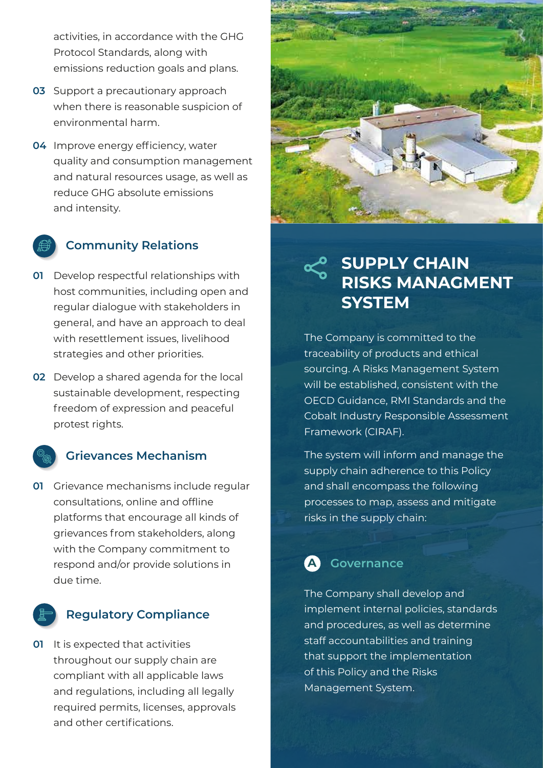activities, in accordance with the GHG Protocol Standards, along with emissions reduction goals and plans.

**03** Support a precautionary approach when there is reasonable suspicion of environmental harm.

**04** Improve energy efficiency, water quality and consumption management and natural resources usage, as well as reduce GHG absolute emissions and intensity.

### Community Relations

**01** Develop respectful relationships with host communities, including open and regular dialogue with stakeholders in general, and have an approach to deal with resettlement issues, livelihood strategies and other priorities.

**02** Develop a shared agenda for the local sustainable development, respecting freedom of expression and peaceful protest rights.

### Grievances Mechanism

**01** Grievance mechanisms include regular consultations, online and offline platforms that encourage all kinds of grievances from stakeholders, along with the Company commitment to respond and/or provide solutions in due time.

### Regulatory Compliance

**01** It is expected that activities throughout our supply chain are compliant with all applicable laws and regulations, including all legally required permits, licenses, approvals and other certifications.

## SUPPLY CHAIN RISKS MANAGMENT SYSTEM

The Company is committed to the traceability of products and ethical sourcing. A Risks Management System will be established, consistent with the OECD Guidance, RMI Standards and the Cobalt Industry Responsible Assessment Framework (CIRAF).

The system will inform and manage the supply chain adherence to this Policy and shall encompass the following processes to map, assess and mitigate risks in the supply chain:

### A Governance

The Company shall develop and implement internal policies, standards and procedures, as well as determine staff accountabilities and training that support the implementation of this Policy and the Risks Management System.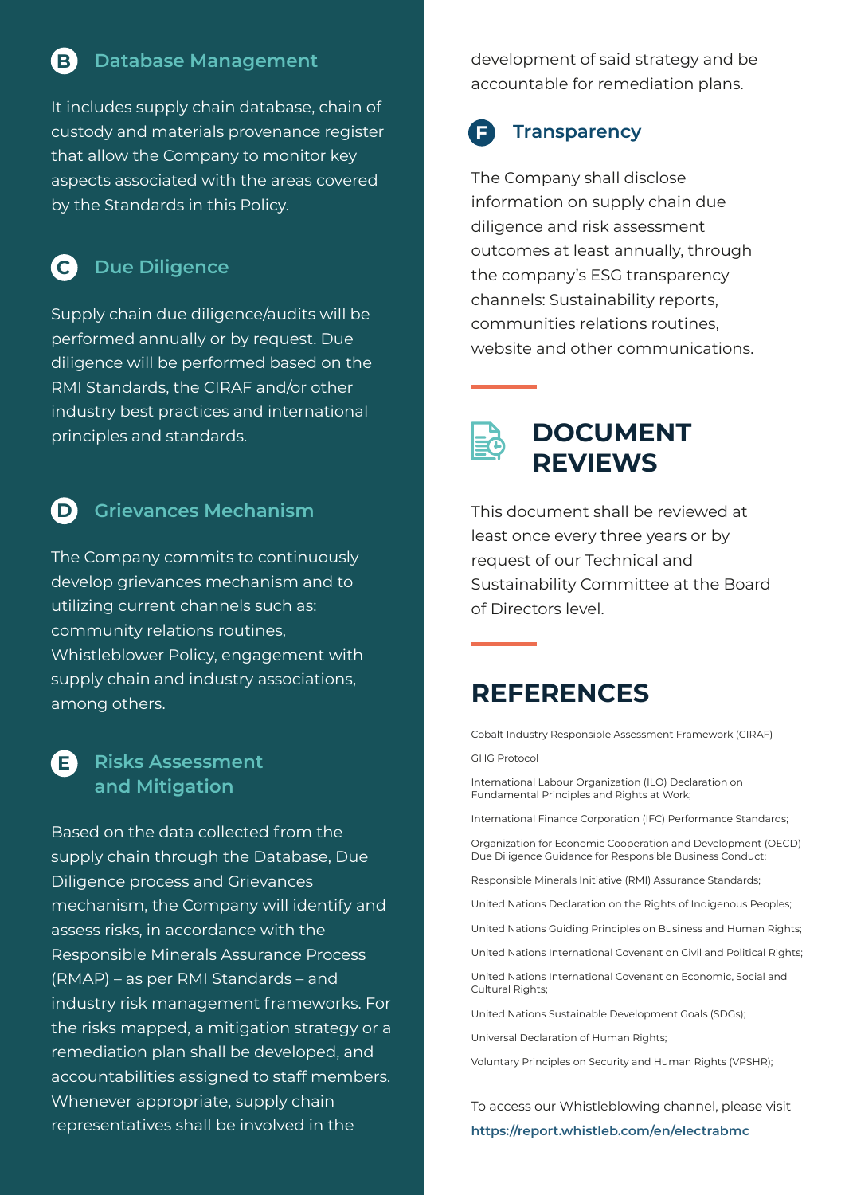### B Database Management

It includes supply chain database, chain of custody and materials provenance register that allow the Company to monitor key aspects associated with the areas covered by the Standards in this Policy.

### C Due Diligence

Supply chain due diligence/audits will be performed annually or by request. Due diligence will be performed based on the RMI Standards, the CIRAF and/or other industry best practices and international principles and standards.

### D Grievances Mechanism

The Company commits to continuously develop grievances mechanism and to utilizing current channels such as: community relations routines, Whistleblower Policy, engagement with supply chain and industry associations, among others.

### E Risks Assessment and Mitigation

Based on the data collected from the supply chain through the Database, Due Diligence process and Grievances mechanism, the Company will identify and assess risks, in accordance with the Responsible Minerals Assurance Process (RMAP) – as per RMI Standards – and industry risk management frameworks. For the risks mapped, a mitigation strategy or a remediation plan shall be developed, and accountabilities assigned to staff members. Whenever appropriate, supply chain representatives shall be involved in the development of said strategy and be accountable for remediation plans.

### F Transparency

The Company shall disclose information on supply chain due diligence and risk assessment outcomes at least annually, through the company's ESG transparency channels: Sustainability reports, communities relations routines, website and other communications.

## DOCUMENT REVIEWS

This document shall be reviewed at least once every three years or by request of our Technical and Sustainability Committee at the Board of Directors level.

## REFERENCES

Cobalt Industry Responsible Assessment Framework (CIRAF)

GHG Protocol

International Labour Organization (ILO) Declaration on Fundamental Principles and Rights at Work;

International Finance Corporation (IFC) Performance Standards;

Organization for Economic Cooperation and Development (OECD) Due Diligence Guidance for Responsible Business Conduct;

Responsible Minerals Initiative (RMI) Assurance Standards;

United Nations Declaration on the Rights of Indigenous Peoples;

United Nations Guiding Principles on Business and Human Rights;

United Nations International Covenant on Civil and Political Rights;

United Nations International Covenant on Economic, Social and Cultural Rights;

United Nations Sustainable Development Goals (SDGs);

Universal Declaration of Human Rights;

Voluntary Principles on Security and Human Rights (VPSHR);

To access our Whistleblowing channel, please visit **https://report.whistleb.com/en/electrabmc**